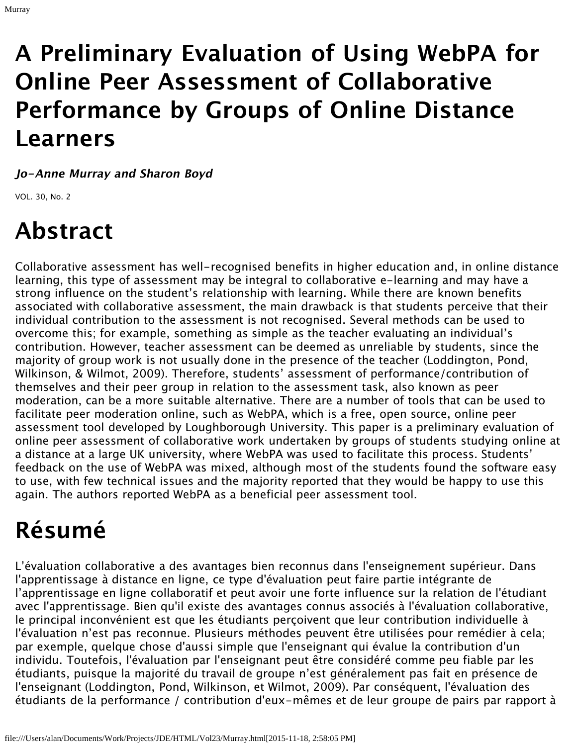# A Preliminary Evaluation of Using WebPA for Online Peer Assessment of Collaborative Performance by Groups of Online Distance Learners

***Jo-Anne Murray and Sharon Boyd***

VOL. 30, No. 2

# Abstract

Collaborative assessment has well-recognised benefits in higher education and, in online distance learning, this type of assessment may be integral to collaborative e-learning and may have a strong influence on the student's relationship with learning. While there are known benefits associated with collaborative assessment, the main drawback is that students perceive that their individual contribution to the assessment is not recognised. Several methods can be used to overcome this; for example, something as simple as the teacher evaluating an individual's contribution. However, teacher assessment can be deemed as unreliable by students, since the majority of group work is not usually done in the presence of the teacher (Loddington, Pond, Wilkinson, & Wilmot, 2009). Therefore, students' assessment of performance/contribution of themselves and their peer group in relation to the assessment task, also known as peer moderation, can be a more suitable alternative. There are a number of tools that can be used to facilitate peer moderation online, such as WebPA, which is a free, open source, online peer assessment tool developed by Loughborough University. This paper is a preliminary evaluation of online peer assessment of collaborative work undertaken by groups of students studying online at a distance at a large UK university, where WebPA was used to facilitate this process. Students' feedback on the use of WebPA was mixed, although most of the students found the software easy to use, with few technical issues and the majority reported that they would be happy to use this again. The authors reported WebPA as a beneficial peer assessment tool.

# Résumé

L'évaluation collaborative a des avantages bien reconnus dans l'enseignement supérieur. Dans l'apprentissage à distance en ligne, ce type d'évaluation peut faire partie intégrante de l'apprentissage en ligne collaboratif et peut avoir une forte influence sur la relation de l'étudiant avec l'apprentissage. Bien qu'il existe des avantages connus associés à l'évaluation collaborative, le principal inconvénient est que les étudiants perçoivent que leur contribution individuelle à l'évaluation n'est pas reconnue. Plusieurs méthodes peuvent être utilisées pour remédier à cela; par exemple, quelque chose d'aussi simple que l'enseignant qui évalue la contribution d'un individu. Toutefois, l'évaluation par l'enseignant peut être considéré comme peu fiable par les étudiants, puisque la majorité du travail de groupe n'est généralement pas fait en présence de l'enseignant (Loddington, Pond, Wilkinson, et Wilmot, 2009). Par conséquent, l'évaluation des étudiants de la performance / contribution d'eux-mêmes et de leur groupe de pairs par rapport à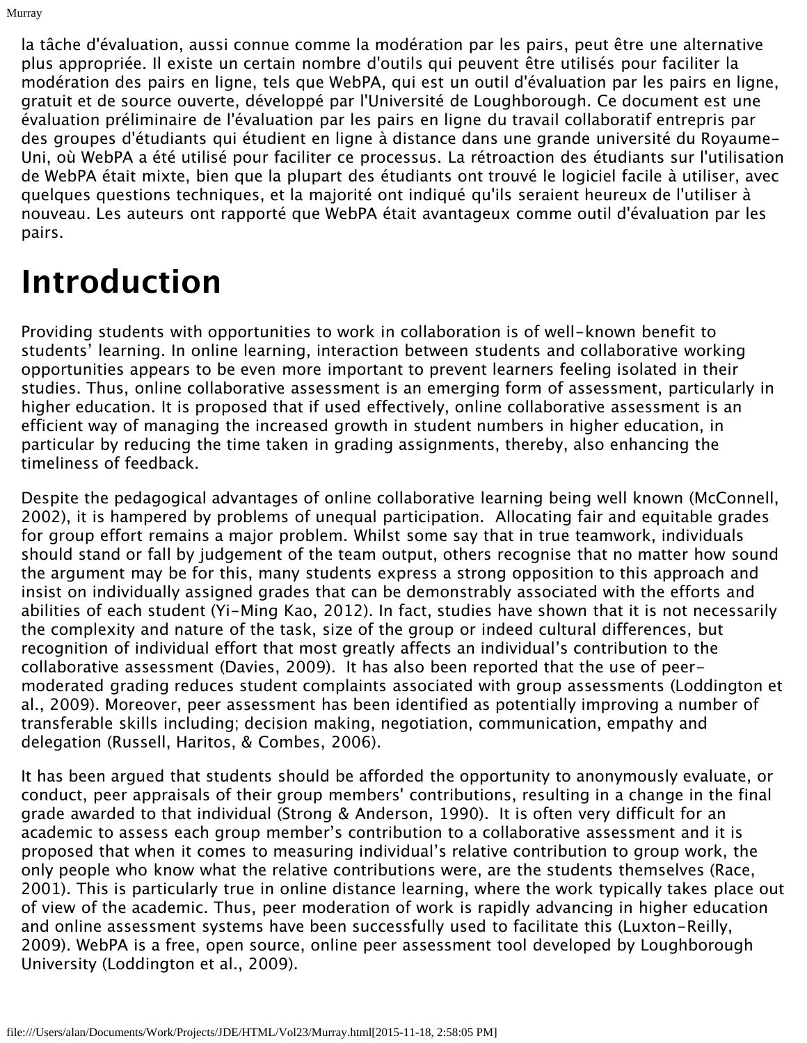la tâche d'évaluation, aussi connue comme la modération par les pairs, peut être une alternative plus appropriée. Il existe un certain nombre d'outils qui peuvent être utilisés pour faciliter la modération des pairs en ligne, tels que WebPA, qui est un outil d'évaluation par les pairs en ligne, gratuit et de source ouverte, développé par l'Université de Loughborough. Ce document est une évaluation préliminaire de l'évaluation par les pairs en ligne du travail collaboratif entrepris par des groupes d'étudiants qui étudient en ligne à distance dans une grande université du Royaume-Uni, où WebPA a été utilisé pour faciliter ce processus. La rétroaction des étudiants sur l'utilisation de WebPA était mixte, bien que la plupart des étudiants ont trouvé le logiciel facile à utiliser, avec quelques questions techniques, et la majorité ont indiqué qu'ils seraient heureux de l'utiliser à nouveau. Les auteurs ont rapporté que WebPA était avantageux comme outil d'évaluation par les pairs.

# Introduction

Providing students with opportunities to work in collaboration is of well-known benefit to students' learning. In online learning, interaction between students and collaborative working opportunities appears to be even more important to prevent learners feeling isolated in their studies. Thus, online collaborative assessment is an emerging form of assessment, particularly in higher education. It is proposed that if used effectively, online collaborative assessment is an efficient way of managing the increased growth in student numbers in higher education, in particular by reducing the time taken in grading assignments, thereby, also enhancing the timeliness of feedback.

Despite the pedagogical advantages of online collaborative learning being well known (McConnell, 2002), it is hampered by problems of unequal participation. Allocating fair and equitable grades for group effort remains a major problem. Whilst some say that in true teamwork, individuals should stand or fall by judgement of the team output, others recognise that no matter how sound the argument may be for this, many students express a strong opposition to this approach and insist on individually assigned grades that can be demonstrably associated with the efforts and abilities of each student (Yi-Ming Kao, 2012). In fact, studies have shown that it is not necessarily the complexity and nature of the task, size of the group or indeed cultural differences, but recognition of individual effort that most greatly affects an individual's contribution to the collaborative assessment (Davies, 2009). It has also been reported that the use of peer-moderated grading reduces student complaints associated with group assessments (Loddington et al., 2009). Moreover, peer assessment has been identified as potentially improving a number of transferable skills including; decision making, negotiation, communication, empathy and delegation (Russell, Haritos, & Combes, 2006).

It has been argued that students should be afforded the opportunity to anonymously evaluate, or conduct, peer appraisals of their group members' contributions, resulting in a change in the final grade awarded to that individual (Strong & Anderson, 1990). It is often very difficult for an academic to assess each group member's contribution to a collaborative assessment and it is proposed that when it comes to measuring individual's relative contribution to group work, the only people who know what the relative contributions were, are the students themselves (Race, 2001). This is particularly true in online distance learning, where the work typically takes place out of view of the academic. Thus, peer moderation of work is rapidly advancing in higher education and online assessment systems have been successfully used to facilitate this (Luxton-Reilly, 2009). WebPA is a free, open source, online peer assessment tool developed by Loughborough University (Loddington et al., 2009).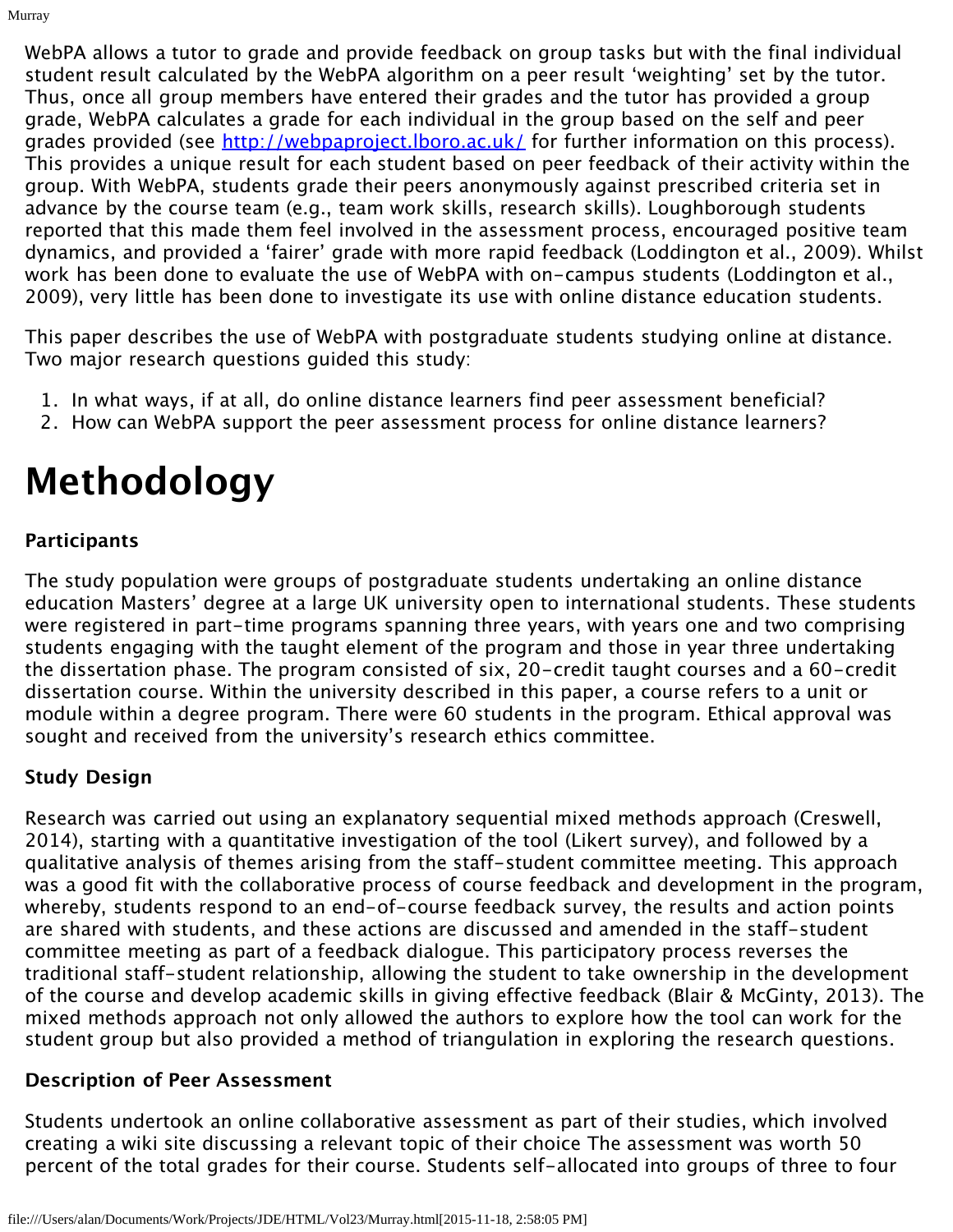WebPA allows a tutor to grade and provide feedback on group tasks but with the final individual student result calculated by the WebPA algorithm on a peer result 'weighting' set by the tutor. Thus, once all group members have entered their grades and the tutor has provided a group grade, WebPA calculates a grade for each individual in the group based on the self and peer grades provided (see [http://webpaproject.lboro.ac.uk/](http://webpaproject.lboro.ac.uk/) for further information on this process). This provides a unique result for each student based on peer feedback of their activity within the group. With WebPA, students grade their peers anonymously against prescribed criteria set in advance by the course team (e.g., team work skills, research skills). Loughborough students reported that this made them feel involved in the assessment process, encouraged positive team dynamics, and provided a 'fairer' grade with more rapid feedback (Loddington et al., 2009). Whilst work has been done to evaluate the use of WebPA with on-campus students (Loddington et al., 2009), very little has been done to investigate its use with online distance education students.

This paper describes the use of WebPA with postgraduate students studying online at distance. Two major research questions guided this study:

1. In what ways, if at all, do online distance learners find peer assessment beneficial?
2. How can WebPA support the peer assessment process for online distance learners?

# Methodology

### Participants

The study population were groups of postgraduate students undertaking an online distance education Masters' degree at a large UK university open to international students. These students were registered in part-time programs spanning three years, with years one and two comprising students engaging with the taught element of the program and those in year three undertaking the dissertation phase. The program consisted of six, 20-credit taught courses and a 60-credit dissertation course. Within the university described in this paper, a course refers to a unit or module within a degree program. There were 60 students in the program. Ethical approval was sought and received from the university's research ethics committee.

### Study Design

Research was carried out using an explanatory sequential mixed methods approach (Creswell, 2014), starting with a quantitative investigation of the tool (Likert survey), and followed by a qualitative analysis of themes arising from the staff-student committee meeting. This approach was a good fit with the collaborative process of course feedback and development in the program, whereby, students respond to an end-of-course feedback survey, the results and action points are shared with students, and these actions are discussed and amended in the staff-student committee meeting as part of a feedback dialogue. This participatory process reverses the traditional staff-student relationship, allowing the student to take ownership in the development of the course and develop academic skills in giving effective feedback (Blair & McGinty, 2013). The mixed methods approach not only allowed the authors to explore how the tool can work for the student group but also provided a method of triangulation in exploring the research questions.

### Description of Peer Assessment

Students undertook an online collaborative assessment as part of their studies, which involved creating a wiki site discussing a relevant topic of their choice The assessment was worth 50 percent of the total grades for their course. Students self-allocated into groups of three to four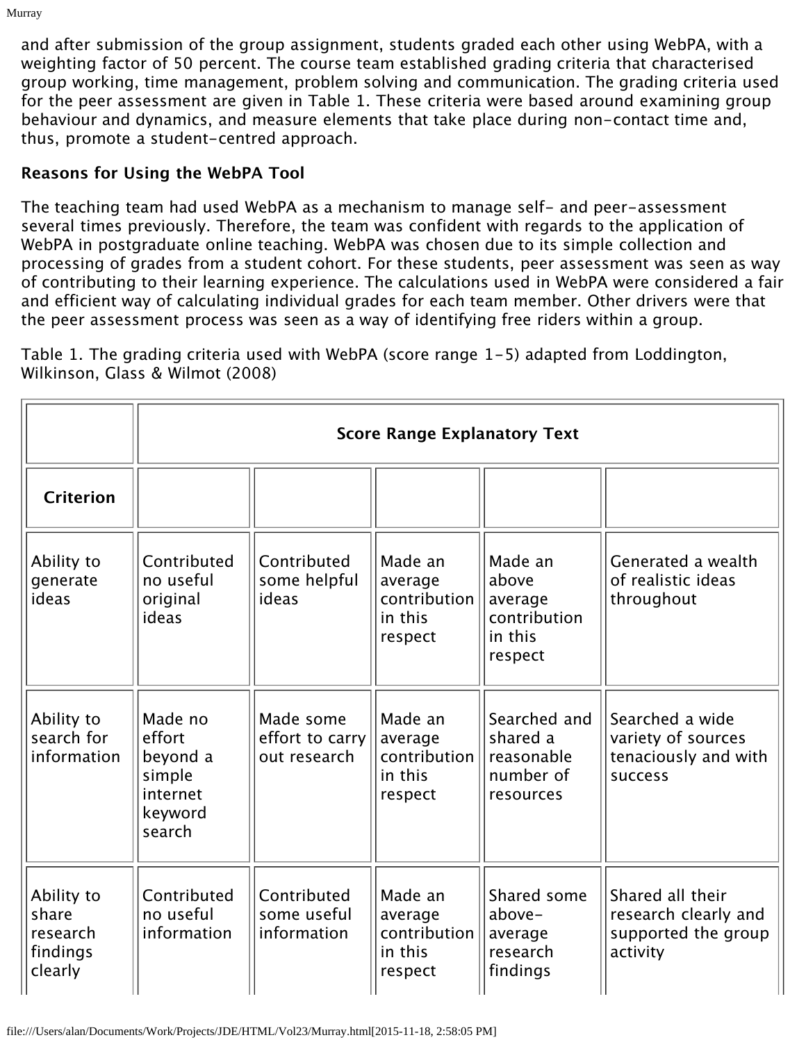and after submission of the group assignment, students graded each other using WebPA, with a weighting factor of 50 percent. The course team established grading criteria that characterised group working, time management, problem solving and communication. The grading criteria used for the peer assessment are given in Table 1. These criteria were based around examining group behaviour and dynamics, and measure elements that take place during non-contact time and, thus, promote a student-centred approach.

**Reasons for Using the WebPA Tool**

The teaching team had used WebPA as a mechanism to manage self- and peer-assessment several times previously. Therefore, the team was confident with regards to the application of WebPA in postgraduate online teaching. WebPA was chosen due to its simple collection and processing of grades from a student cohort. For these students, peer assessment was seen as way of contributing to their learning experience. The calculations used in WebPA were considered a fair and efficient way of calculating individual grades for each team member. Other drivers were that the peer assessment process was seen as a way of identifying free riders within a group.

Table 1. The grading criteria used with WebPA (score range 1-5) adapted from Loddington, Wilkinson, Glass & Wilmot (2008)

| | **Score Range Explanatory Text** | | | | |
|---|---|---|---|---|---|
| **Criterion** | | | | | |
| Ability to generate ideas | Contributed no useful original ideas | Contributed some helpful ideas | Made an average contribution in this respect | Made an above average contribution in this respect | Generated a wealth of realistic ideas throughout |
| Ability to search for information | Made no effort beyond a simple internet keyword search | Made some effort to carry out research | Made an average contribution in this respect | Searched and shared a reasonable number of resources | Searched a wide variety of sources tenaciously and with success |
| Ability to share research findings clearly | Contributed no useful information | Contributed some useful information | Made an average contribution in this respect | Shared some above-average research findings | Shared all their research clearly and supported the group activity |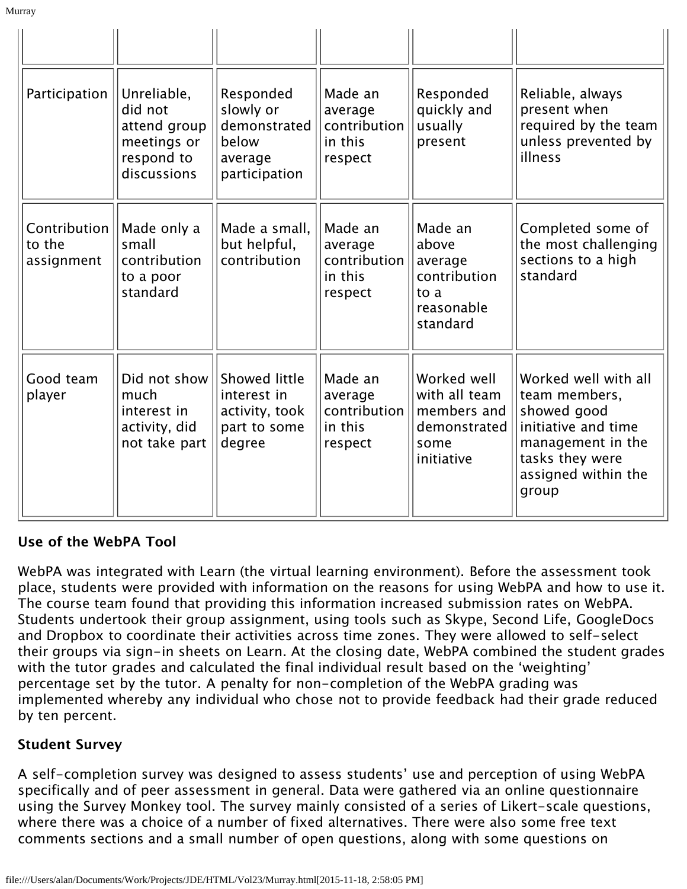| | | | | | |
|---|---|---|---|---|---|
| Participation | Unreliable, did not attend group meetings or respond to discussions | Responded slowly or demonstrated below average participation | Made an average contribution in this respect | Responded quickly and usually present | Reliable, always present when required by the team unless prevented by illness |
| Contribution to the assignment | Made only a small contribution to a poor standard | Made a small, but helpful, contribution | Made an average contribution in this respect | Made an above average contribution to a reasonable standard | Completed some of the most challenging sections to a high standard |
| Good team player | Did not show much interest in activity, did not take part | Showed little interest in activity, took part to some degree | Made an average contribution in this respect | Worked well with all team members and demonstrated some initiative | Worked well with all team members, showed good initiative and time management in the tasks they were assigned within the group |

### Use of the WebPA Tool

WebPA was integrated with Learn (the virtual learning environment). Before the assessment took place, students were provided with information on the reasons for using WebPA and how to use it. The course team found that providing this information increased submission rates on WebPA. Students undertook their group assignment, using tools such as Skype, Second Life, GoogleDocs and Dropbox to coordinate their activities across time zones. They were allowed to self-select their groups via sign-in sheets on Learn. At the closing date, WebPA combined the student grades with the tutor grades and calculated the final individual result based on the 'weighting' percentage set by the tutor. A penalty for non-completion of the WebPA grading was implemented whereby any individual who chose not to provide feedback had their grade reduced by ten percent.

### Student Survey

A self-completion survey was designed to assess students' use and perception of using WebPA specifically and of peer assessment in general. Data were gathered via an online questionnaire using the Survey Monkey tool. The survey mainly consisted of a series of Likert-scale questions, where there was a choice of a number of fixed alternatives. There were also some free text comments sections and a small number of open questions, along with some questions on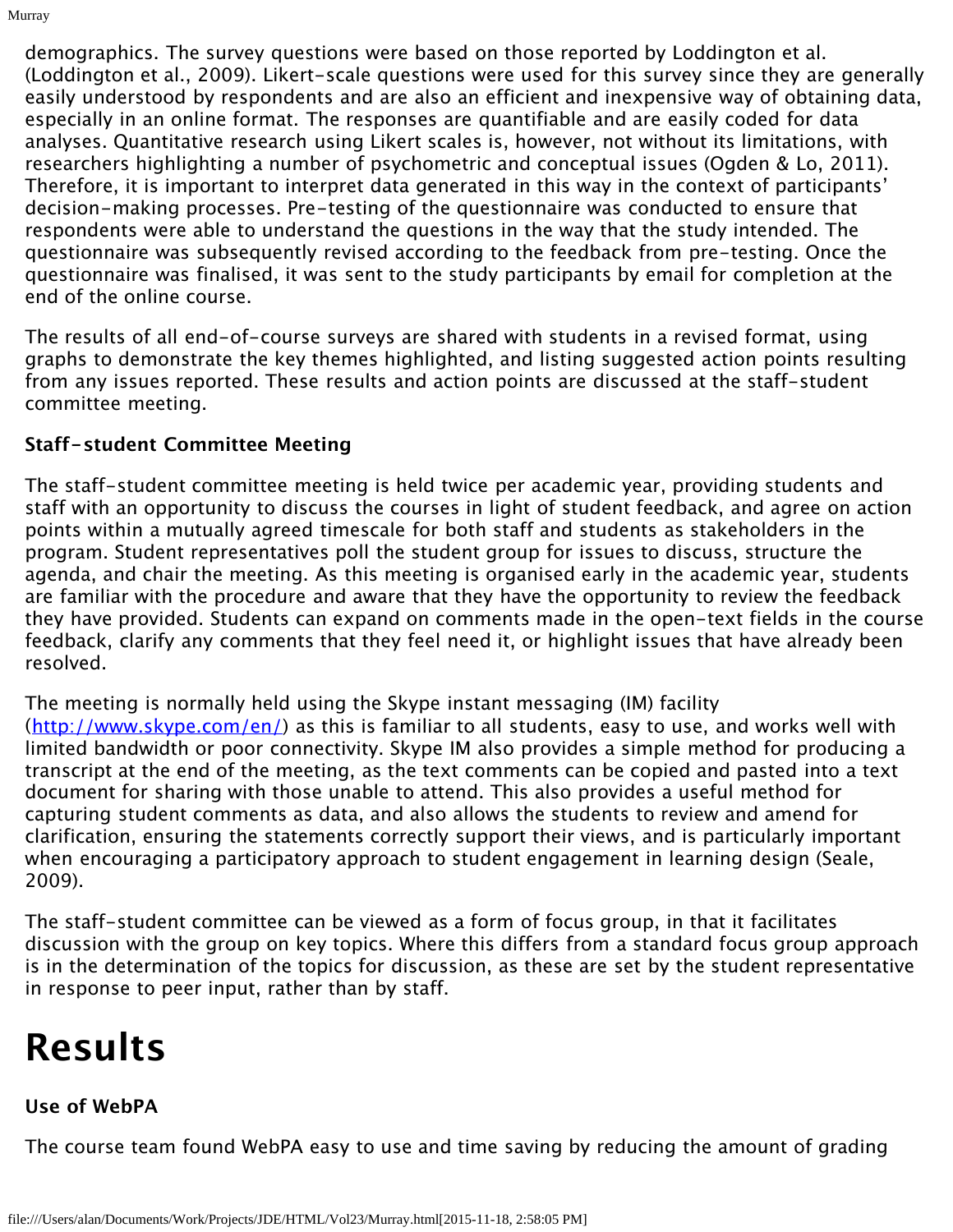demographics. The survey questions were based on those reported by Loddington et al. (Loddington et al., 2009). Likert-scale questions were used for this survey since they are generally easily understood by respondents and are also an efficient and inexpensive way of obtaining data, especially in an online format. The responses are quantifiable and are easily coded for data analyses. Quantitative research using Likert scales is, however, not without its limitations, with researchers highlighting a number of psychometric and conceptual issues (Ogden & Lo, 2011). Therefore, it is important to interpret data generated in this way in the context of participants' decision-making processes. Pre-testing of the questionnaire was conducted to ensure that respondents were able to understand the questions in the way that the study intended. The questionnaire was subsequently revised according to the feedback from pre-testing. Once the questionnaire was finalised, it was sent to the study participants by email for completion at the end of the online course.

The results of all end-of-course surveys are shared with students in a revised format, using graphs to demonstrate the key themes highlighted, and listing suggested action points resulting from any issues reported. These results and action points are discussed at the staff-student committee meeting.

### Staff-student Committee Meeting

The staff-student committee meeting is held twice per academic year, providing students and staff with an opportunity to discuss the courses in light of student feedback, and agree on action points within a mutually agreed timescale for both staff and students as stakeholders in the program. Student representatives poll the student group for issues to discuss, structure the agenda, and chair the meeting. As this meeting is organised early in the academic year, students are familiar with the procedure and aware that they have the opportunity to review the feedback they have provided. Students can expand on comments made in the open-text fields in the course feedback, clarify any comments that they feel need it, or highlight issues that have already been resolved.

The meeting is normally held using the Skype instant messaging (IM) facility (http://www.skype.com/en/) as this is familiar to all students, easy to use, and works well with limited bandwidth or poor connectivity. Skype IM also provides a simple method for producing a transcript at the end of the meeting, as the text comments can be copied and pasted into a text document for sharing with those unable to attend. This also provides a useful method for capturing student comments as data, and also allows the students to review and amend for clarification, ensuring the statements correctly support their views, and is particularly important when encouraging a participatory approach to student engagement in learning design (Seale, 2009).

The staff-student committee can be viewed as a form of focus group, in that it facilitates discussion with the group on key topics. Where this differs from a standard focus group approach is in the determination of the topics for discussion, as these are set by the student representative in response to peer input, rather than by staff.

# Results

### Use of WebPA

The course team found WebPA easy to use and time saving by reducing the amount of grading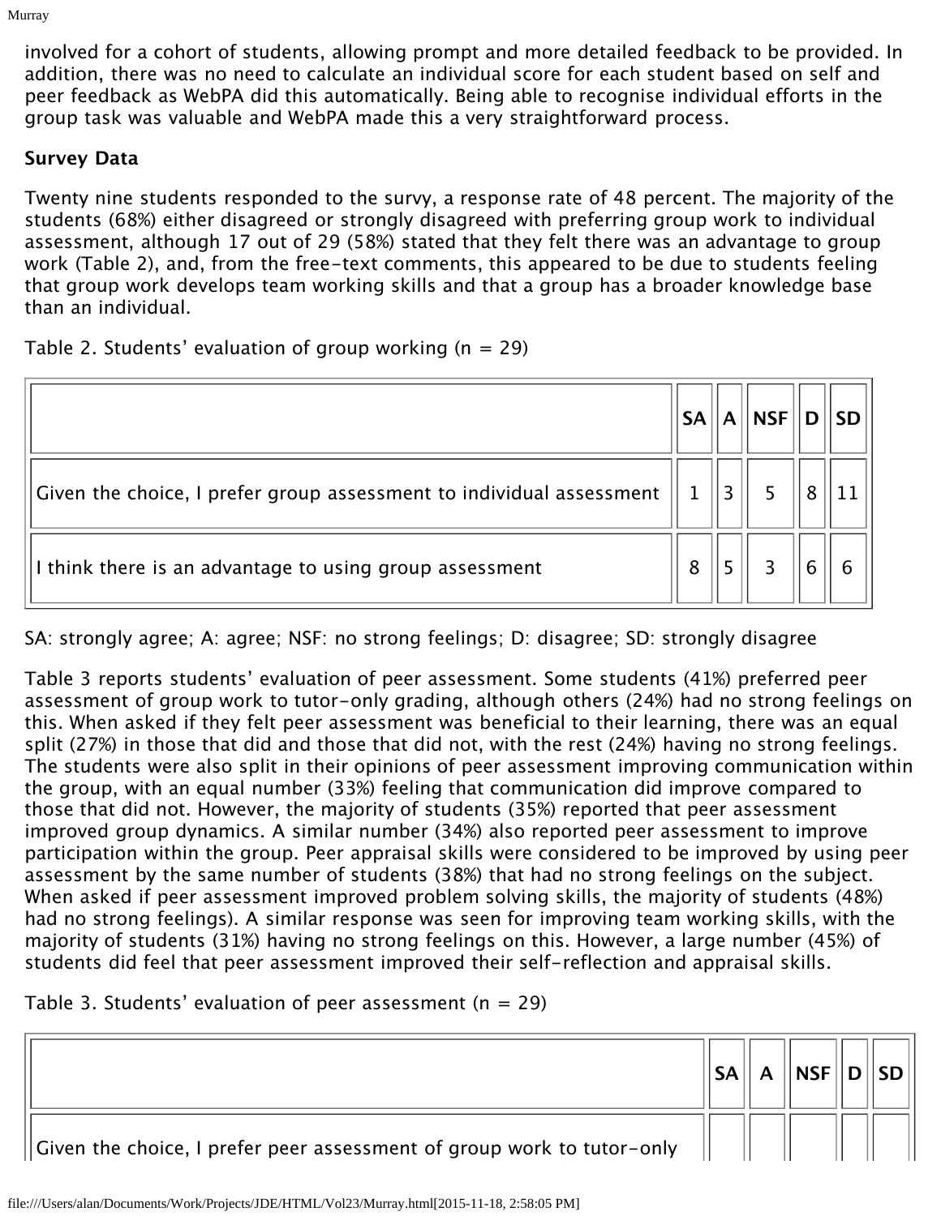involved for a cohort of students, allowing prompt and more detailed feedback to be provided. In addition, there was no need to calculate an individual score for each student based on self and peer feedback as WebPA did this automatically. Being able to recognise individual efforts in the group task was valuable and WebPA made this a very straightforward process.

**Survey Data**

Twenty nine students responded to the survy, a response rate of 48 percent. The majority of the students (68%) either disagreed or strongly disagreed with preferring group work to individual assessment, although 17 out of 29 (58%) stated that they felt there was an advantage to group work (Table 2), and, from the free-text comments, this appeared to be due to students feeling that group work develops team working skills and that a group has a broader knowledge base than an individual.

Table 2. Students' evaluation of group working (n = 29)

| | SA | A | NSF | D | SD |
|---|---|---|---|---|---|
| Given the choice, I prefer group assessment to individual assessment | 1 | 3 | 5 | 8 | 11 |
| I think there is an advantage to using group assessment | 8 | 5 | 3 | 6 | 6 |

SA: strongly agree; A: agree; NSF: no strong feelings; D: disagree; SD: strongly disagree

Table 3 reports students' evaluation of peer assessment. Some students (41%) preferred peer assessment of group work to tutor-only grading, although others (24%) had no strong feelings on this. When asked if they felt peer assessment was beneficial to their learning, there was an equal split (27%) in those that did and those that did not, with the rest (24%) having no strong feelings. The students were also split in their opinions of peer assessment improving communication within the group, with an equal number (33%) feeling that communication did improve compared to those that did not. However, the majority of students (35%) reported that peer assessment improved group dynamics. A similar number (34%) also reported peer assessment to improve participation within the group. Peer appraisal skills were considered to be improved by using peer assessment by the same number of students (38%) that had no strong feelings on the subject. When asked if peer assessment improved problem solving skills, the majority of students (48%) had no strong feelings). A similar response was seen for improving team working skills, with the majority of students (31%) having no strong feelings on this. However, a large number (45%) of students did feel that peer assessment improved their self-reflection and appraisal skills.

Table 3. Students' evaluation of peer assessment (n = 29)

| | SA | A | NSF | D | SD |
|---|---|---|---|---|---|
| Given the choice, I prefer peer assessment of group work to tutor-only | | | | | |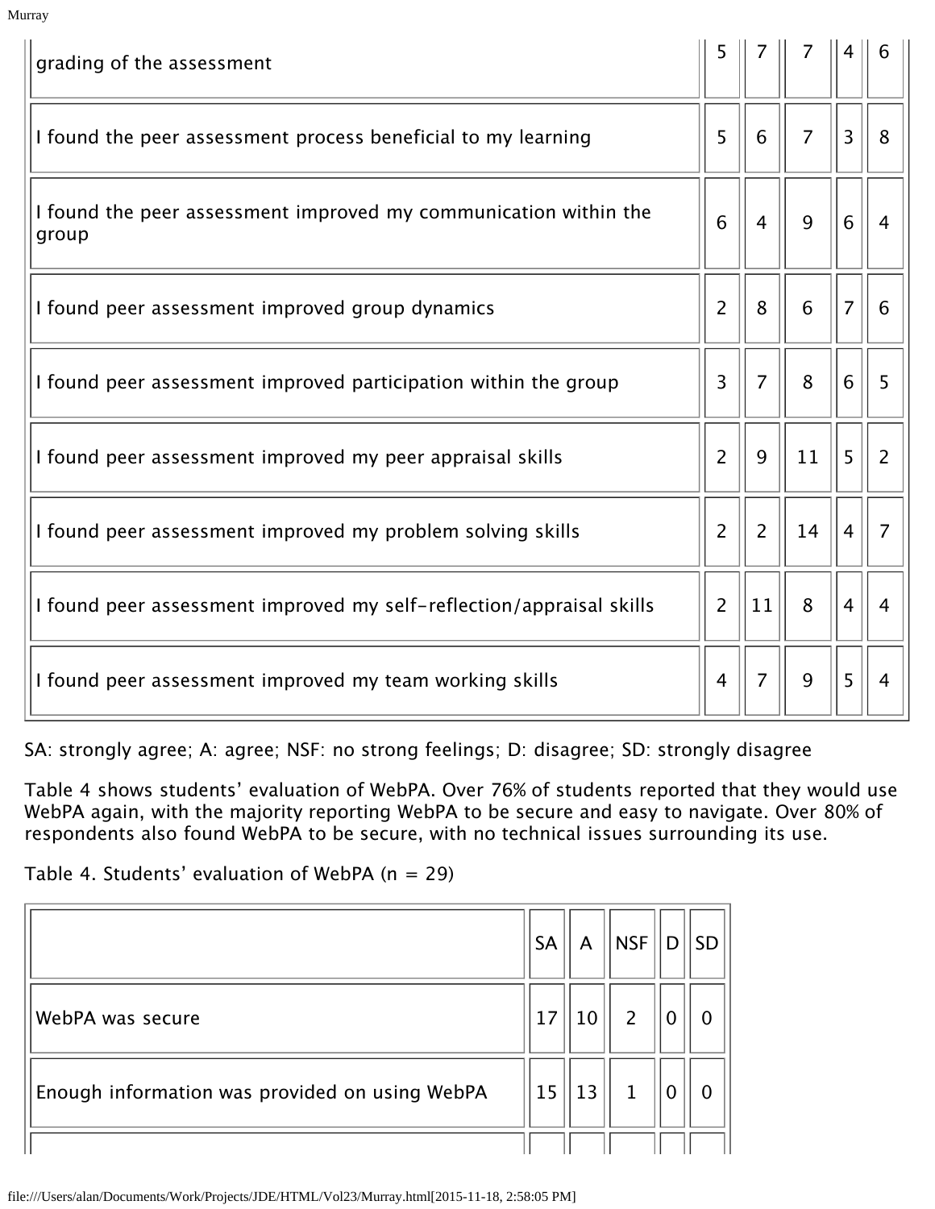| | SA | A | NSF | D | SD |
|---|---|---|---|---|---|
| grading of the assessment | 5 | 7 | 7 | 4 | 6 |
| I found the peer assessment process beneficial to my learning | 5 | 6 | 7 | 3 | 8 |
| I found the peer assessment improved my communication within the group | 6 | 4 | 9 | 6 | 4 |
| I found peer assessment improved group dynamics | 2 | 8 | 6 | 7 | 6 |
| I found peer assessment improved participation within the group | 3 | 7 | 8 | 6 | 5 |
| I found peer assessment improved my peer appraisal skills | 2 | 9 | 11 | 5 | 2 |
| I found peer assessment improved my problem solving skills | 2 | 2 | 14 | 4 | 7 |
| I found peer assessment improved my self-reflection/appraisal skills | 2 | 11 | 8 | 4 | 4 |
| I found peer assessment improved my team working skills | 4 | 7 | 9 | 5 | 4 |

SA: strongly agree; A: agree; NSF: no strong feelings; D: disagree; SD: strongly disagree

Table 4 shows students' evaluation of WebPA. Over 76% of students reported that they would use WebPA again, with the majority reporting WebPA to be secure and easy to navigate. Over 80% of respondents also found WebPA to be secure, with no technical issues surrounding its use.

Table 4. Students' evaluation of WebPA (n = 29)

| | SA | A | NSF | D | SD |
|---|---|---|---|---|---|
| WebPA was secure | 17 | 10 | 2 | 0 | 0 |
| Enough information was provided on using WebPA | 15 | 13 | 1 | 0 | 0 |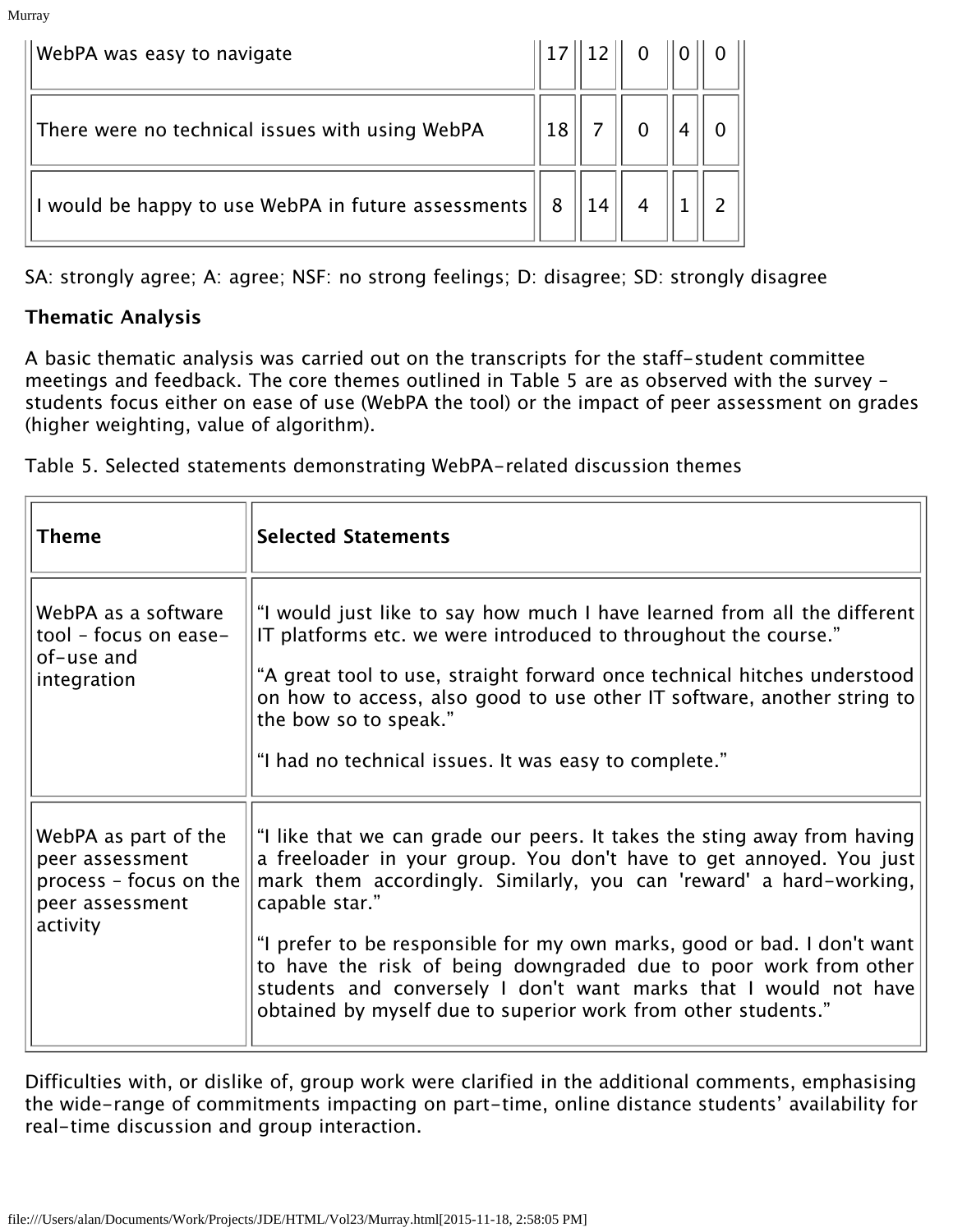| | | | | | |
|---|---|---|---|---|---|
| WebPA was easy to navigate | 17 | 12 | 0 | 0 | 0 |
| There were no technical issues with using WebPA | 18 | 7 | 0 | 4 | 0 |
| I would be happy to use WebPA in future assessments | 8 | 14 | 4 | 1 | 2 |

SA: strongly agree; A: agree; NSF: no strong feelings; D: disagree; SD: strongly disagree

**Thematic Analysis**

A basic thematic analysis was carried out on the transcripts for the staff-student committee meetings and feedback. The core themes outlined in Table 5 are as observed with the survey – students focus either on ease of use (WebPA the tool) or the impact of peer assessment on grades (higher weighting, value of algorithm).

Table 5. Selected statements demonstrating WebPA-related discussion themes

| **Theme** | **Selected Statements** |
|---|---|
| WebPA as a software tool – focus on ease-of-use and integration | "I would just like to say how much I have learned from all the different IT platforms etc. we were introduced to throughout the course." "A great tool to use, straight forward once technical hitches understood on how to access, also good to use other IT software, another string to the bow so to speak." "I had no technical issues. It was easy to complete." |
| WebPA as part of the peer assessment process – focus on the peer assessment activity | "I like that we can grade our peers. It takes the sting away from having a freeloader in your group. You don't have to get annoyed. You just mark them accordingly. Similarly, you can 'reward' a hard-working, capable star." "I prefer to be responsible for my own marks, good or bad. I don't want to have the risk of being downgraded due to poor work from other students and conversely I don't want marks that I would not have obtained by myself due to superior work from other students." |

Difficulties with, or dislike of, group work were clarified in the additional comments, emphasising the wide-range of commitments impacting on part-time, online distance students' availability for real-time discussion and group interaction.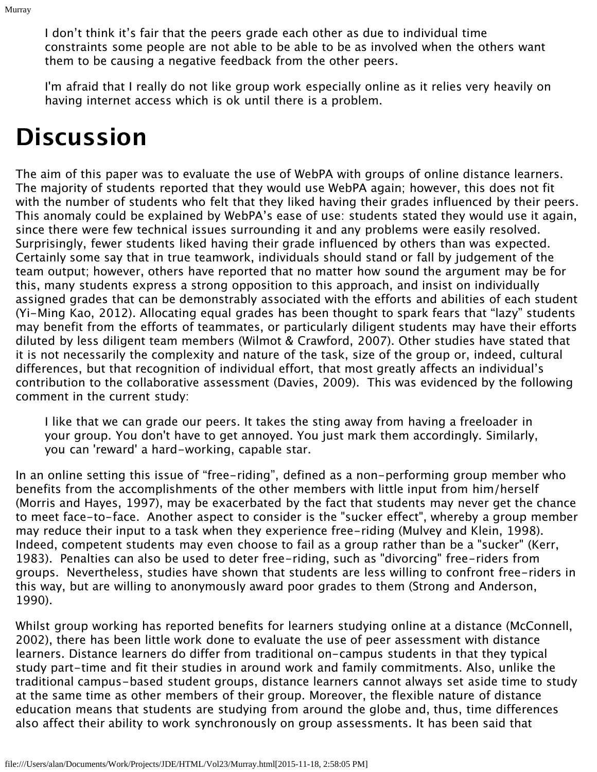> I don't think it's fair that the peers grade each other as due to individual time constraints some people are not able to be able to be as involved when the others want them to be causing a negative feedback from the other peers.

> I'm afraid that I really do not like group work especially online as it relies very heavily on having internet access which is ok until there is a problem.

# Discussion

The aim of this paper was to evaluate the use of WebPA with groups of online distance learners. The majority of students reported that they would use WebPA again; however, this does not fit with the number of students who felt that they liked having their grades influenced by their peers. This anomaly could be explained by WebPA's ease of use: students stated they would use it again, since there were few technical issues surrounding it and any problems were easily resolved. Surprisingly, fewer students liked having their grade influenced by others than was expected. Certainly some say that in true teamwork, individuals should stand or fall by judgement of the team output; however, others have reported that no matter how sound the argument may be for this, many students express a strong opposition to this approach, and insist on individually assigned grades that can be demonstrably associated with the efforts and abilities of each student (Yi-Ming Kao, 2012). Allocating equal grades has been thought to spark fears that "lazy" students may benefit from the efforts of teammates, or particularly diligent students may have their efforts diluted by less diligent team members (Wilmot & Crawford, 2007). Other studies have stated that it is not necessarily the complexity and nature of the task, size of the group or, indeed, cultural differences, but that recognition of individual effort, that most greatly affects an individual's contribution to the collaborative assessment (Davies, 2009). This was evidenced by the following comment in the current study:

> I like that we can grade our peers. It takes the sting away from having a freeloader in your group. You don't have to get annoyed. You just mark them accordingly. Similarly, you can 'reward' a hard-working, capable star.

In an online setting this issue of "free-riding", defined as a non-performing group member who benefits from the accomplishments of the other members with little input from him/herself (Morris and Hayes, 1997), may be exacerbated by the fact that students may never get the chance to meet face-to-face. Another aspect to consider is the "sucker effect", whereby a group member may reduce their input to a task when they experience free-riding (Mulvey and Klein, 1998). Indeed, competent students may even choose to fail as a group rather than be a "sucker" (Kerr, 1983). Penalties can also be used to deter free-riding, such as "divorcing" free-riders from groups. Nevertheless, studies have shown that students are less willing to confront free-riders in this way, but are willing to anonymously award poor grades to them (Strong and Anderson, 1990).

Whilst group working has reported benefits for learners studying online at a distance (McConnell, 2002), there has been little work done to evaluate the use of peer assessment with distance learners. Distance learners do differ from traditional on-campus students in that they typical study part-time and fit their studies in around work and family commitments. Also, unlike the traditional campus-based student groups, distance learners cannot always set aside time to study at the same time as other members of their group. Moreover, the flexible nature of distance education means that students are studying from around the globe and, thus, time differences also affect their ability to work synchronously on group assessments. It has been said that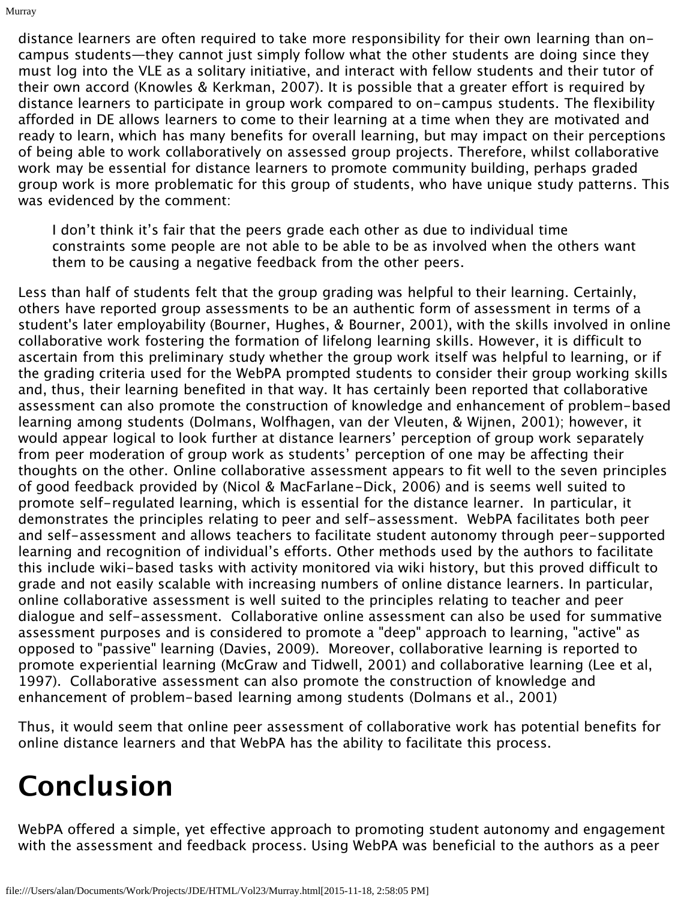distance learners are often required to take more responsibility for their own learning than on-campus students—they cannot just simply follow what the other students are doing since they must log into the VLE as a solitary initiative, and interact with fellow students and their tutor of their own accord (Knowles & Kerkman, 2007). It is possible that a greater effort is required by distance learners to participate in group work compared to on-campus students. The flexibility afforded in DE allows learners to come to their learning at a time when they are motivated and ready to learn, which has many benefits for overall learning, but may impact on their perceptions of being able to work collaboratively on assessed group projects. Therefore, whilst collaborative work may be essential for distance learners to promote community building, perhaps graded group work is more problematic for this group of students, who have unique study patterns. This was evidenced by the comment:

> I don't think it's fair that the peers grade each other as due to individual time constraints some people are not able to be able to be as involved when the others want them to be causing a negative feedback from the other peers.

Less than half of students felt that the group grading was helpful to their learning. Certainly, others have reported group assessments to be an authentic form of assessment in terms of a student's later employability (Bourner, Hughes, & Bourner, 2001), with the skills involved in online collaborative work fostering the formation of lifelong learning skills. However, it is difficult to ascertain from this preliminary study whether the group work itself was helpful to learning, or if the grading criteria used for the WebPA prompted students to consider their group working skills and, thus, their learning benefited in that way. It has certainly been reported that collaborative assessment can also promote the construction of knowledge and enhancement of problem-based learning among students (Dolmans, Wolfhagen, van der Vleuten, & Wijnen, 2001); however, it would appear logical to look further at distance learners' perception of group work separately from peer moderation of group work as students' perception of one may be affecting their thoughts on the other. Online collaborative assessment appears to fit well to the seven principles of good feedback provided by (Nicol & MacFarlane-Dick, 2006) and is seems well suited to promote self-regulated learning, which is essential for the distance learner. In particular, it demonstrates the principles relating to peer and self-assessment. WebPA facilitates both peer and self-assessment and allows teachers to facilitate student autonomy through peer-supported learning and recognition of individual's efforts. Other methods used by the authors to facilitate this include wiki-based tasks with activity monitored via wiki history, but this proved difficult to grade and not easily scalable with increasing numbers of online distance learners. In particular, online collaborative assessment is well suited to the principles relating to teacher and peer dialogue and self-assessment. Collaborative online assessment can also be used for summative assessment purposes and is considered to promote a "deep" approach to learning, "active" as opposed to "passive" learning (Davies, 2009). Moreover, collaborative learning is reported to promote experiential learning (McGraw and Tidwell, 2001) and collaborative learning (Lee et al, 1997). Collaborative assessment can also promote the construction of knowledge and enhancement of problem-based learning among students (Dolmans et al., 2001)

Thus, it would seem that online peer assessment of collaborative work has potential benefits for online distance learners and that WebPA has the ability to facilitate this process.

# Conclusion

WebPA offered a simple, yet effective approach to promoting student autonomy and engagement with the assessment and feedback process. Using WebPA was beneficial to the authors as a peer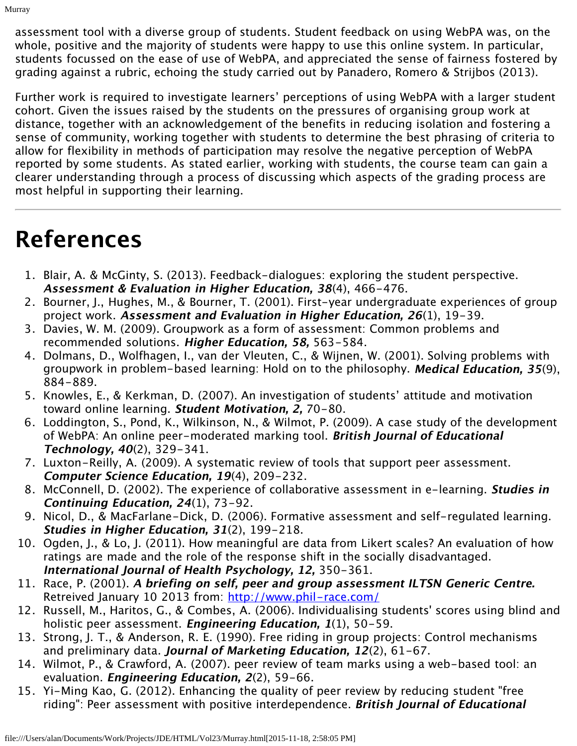assessment tool with a diverse group of students. Student feedback on using WebPA was, on the whole, positive and the majority of students were happy to use this online system. In particular, students focussed on the ease of use of WebPA, and appreciated the sense of fairness fostered by grading against a rubric, echoing the study carried out by Panadero, Romero & Strijbos (2013).

Further work is required to investigate learners' perceptions of using WebPA with a larger student cohort. Given the issues raised by the students on the pressures of organising group work at distance, together with an acknowledgement of the benefits in reducing isolation and fostering a sense of community, working together with students to determine the best phrasing of criteria to allow for flexibility in methods of participation may resolve the negative perception of WebPA reported by some students. As stated earlier, working with students, the course team can gain a clearer understanding through a process of discussing which aspects of the grading process are most helpful in supporting their learning.

---

# References

1. Blair, A. & McGinty, S. (2013). Feedback-dialogues: exploring the student perspective. ***Assessment & Evaluation in Higher Education, 38***(4), 466-476.
2. Bourner, J., Hughes, M., & Bourner, T. (2001). First-year undergraduate experiences of group project work. ***Assessment and Evaluation in Higher Education, 26***(1), 19-39.
3. Davies, W. M. (2009). Groupwork as a form of assessment: Common problems and recommended solutions. ***Higher Education, 58,*** 563-584.
4. Dolmans, D., Wolfhagen, I., van der Vleuten, C., & Wijnen, W. (2001). Solving problems with groupwork in problem-based learning: Hold on to the philosophy. ***Medical Education, 35***(9), 884-889.
5. Knowles, E., & Kerkman, D. (2007). An investigation of students' attitude and motivation toward online learning. ***Student Motivation, 2,*** 70-80.
6. Loddington, S., Pond, K., Wilkinson, N., & Wilmot, P. (2009). A case study of the development of WebPA: An online peer-moderated marking tool. ***British Journal of Educational Technology, 40***(2), 329-341.
7. Luxton-Reilly, A. (2009). A systematic review of tools that support peer assessment. ***Computer Science Education, 19***(4), 209-232.
8. McConnell, D. (2002). The experience of collaborative assessment in e-learning. ***Studies in Continuing Education, 24***(1), 73-92.
9. Nicol, D., & MacFarlane-Dick, D. (2006). Formative assessment and self-regulated learning. ***Studies in Higher Education, 31***(2), 199-218.
10. Ogden, J., & Lo, J. (2011). How meaningful are data from Likert scales? An evaluation of how ratings are made and the role of the response shift in the socially disadvantaged. ***International Journal of Health Psychology, 12,*** 350-361.
11. Race, P. (2001). ***A briefing on self, peer and group assessment ILTSN Generic Centre.*** Retreived January 10 2013 from: [http://www.phil-race.com/](http://www.phil-race.com/)
12. Russell, M., Haritos, G., & Combes, A. (2006). Individualising students' scores using blind and holistic peer assessment. ***Engineering Education, 1***(1), 50-59.
13. Strong, J. T., & Anderson, R. E. (1990). Free riding in group projects: Control mechanisms and preliminary data. ***Journal of Marketing Education, 12***(2), 61-67.
14. Wilmot, P., & Crawford, A. (2007). peer review of team marks using a web-based tool: an evaluation. ***Engineering Education, 2***(2), 59-66.
15. Yi-Ming Kao, G. (2012). Enhancing the quality of peer review by reducing student "free riding": Peer assessment with positive interdependence. ***British Journal of Educational***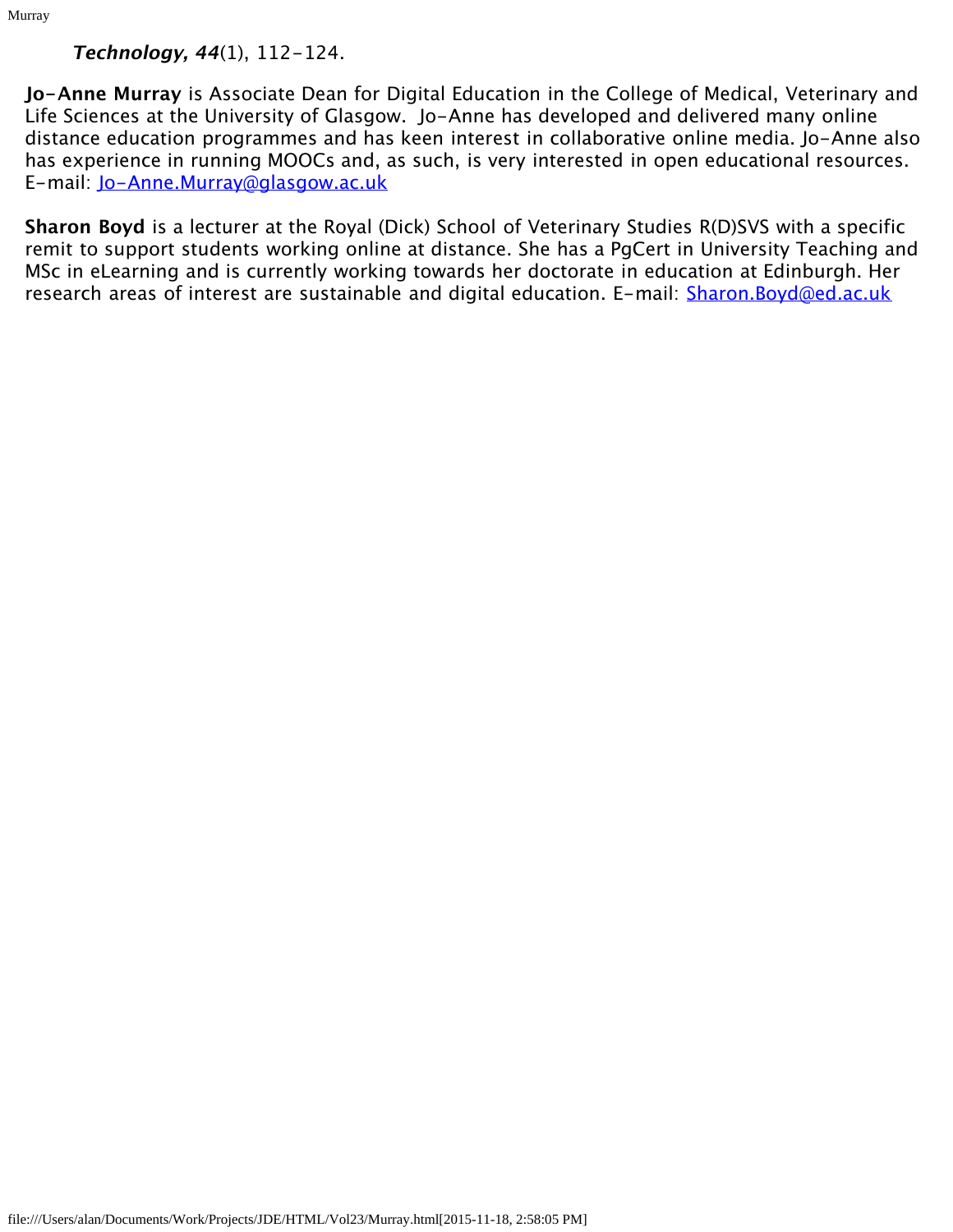*Technology, 44*(1), 112-124.

**Jo-Anne Murray** is Associate Dean for Digital Education in the College of Medical, Veterinary and Life Sciences at the University of Glasgow.  Jo-Anne has developed and delivered many online distance education programmes and has keen interest in collaborative online media. Jo-Anne also has experience in running MOOCs and, as such, is very interested in open educational resources. E-mail: [Jo-Anne.Murray@glasgow.ac.uk](mailto:Jo-Anne.Murray@glasgow.ac.uk)

**Sharon Boyd** is a lecturer at the Royal (Dick) School of Veterinary Studies R(D)SVS with a specific remit to support students working online at distance. She has a PgCert in University Teaching and MSc in eLearning and is currently working towards her doctorate in education at Edinburgh. Her research areas of interest are sustainable and digital education. E-mail: [Sharon.Boyd@ed.ac.uk](mailto:Sharon.Boyd@ed.ac.uk)